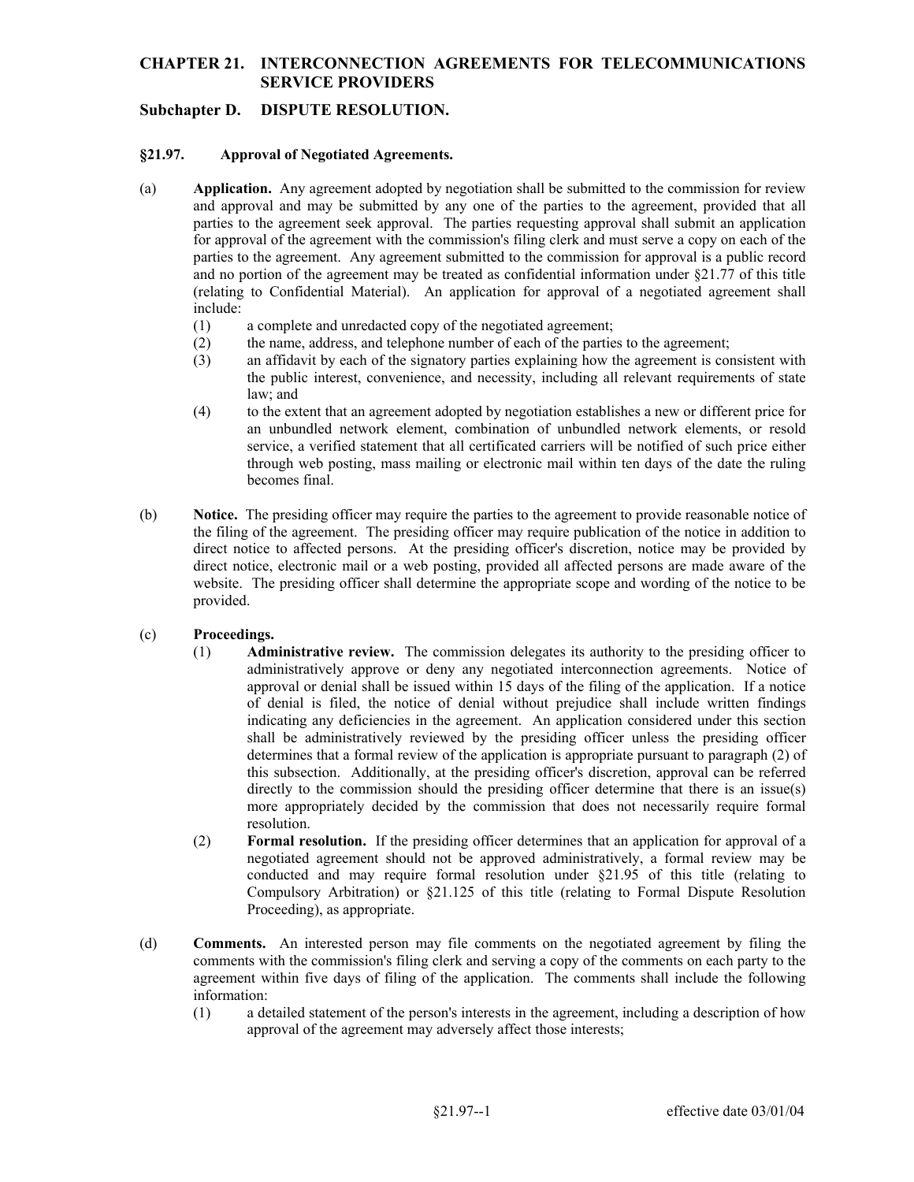# CHAPTER 21. INTERCONNECTION AGREEMENTS FOR TELECOMMUNICATIONS SERVICE PROVIDERS

## Subchapter D. DISPUTE RESOLUTION.

### §21.97. Approval of Negotiated Agreements.

(a) **Application.** Any agreement adopted by negotiation shall be submitted to the commission for review and approval and may be submitted by any one of the parties to the agreement, provided that all parties to the agreement seek approval. The parties requesting approval shall submit an application for approval of the agreement with the commission's filing clerk and must serve a copy on each of the parties to the agreement. Any agreement submitted to the commission for approval is a public record and no portion of the agreement may be treated as confidential information under §21.77 of this title (relating to Confidential Material). An application for approval of a negotiated agreement shall include:

(1) a complete and unredacted copy of the negotiated agreement;

(2) the name, address, and telephone number of each of the parties to the agreement;

(3) an affidavit by each of the signatory parties explaining how the agreement is consistent with the public interest, convenience, and necessity, including all relevant requirements of state law; and

(4) to the extent that an agreement adopted by negotiation establishes a new or different price for an unbundled network element, combination of unbundled network elements, or resold service, a verified statement that all certificated carriers will be notified of such price either through web posting, mass mailing or electronic mail within ten days of the date the ruling becomes final.

(b) **Notice.** The presiding officer may require the parties to the agreement to provide reasonable notice of the filing of the agreement. The presiding officer may require publication of the notice in addition to direct notice to affected persons. At the presiding officer's discretion, notice may be provided by direct notice, electronic mail or a web posting, provided all affected persons are made aware of the website. The presiding officer shall determine the appropriate scope and wording of the notice to be provided.

(c) **Proceedings.**

(1) **Administrative review.** The commission delegates its authority to the presiding officer to administratively approve or deny any negotiated interconnection agreements. A notice of approval or denial shall be issued within 15 days of the filing of the application. If a notice of denial is filed, the notice of denial without prejudice shall include written findings indicating any deficiencies in the agreement. An application considered under this section shall be administratively reviewed by the presiding officer unless the presiding officer determines that a formal review of the application is appropriate pursuant to paragraph (2) of this subsection. Additionally, at the presiding officer's discretion, approval can be referred directly to the commission should the presiding officer determine that there is an issue(s) more appropriately decided by the commission that does not necessarily require formal resolution.

(2) **Formal resolution.** If the presiding officer determines that an application for approval of a negotiated agreement should not be approved administratively, a formal review may be conducted and may require formal resolution under §21.95 of this title (relating to Compulsory Arbitration) or §21.125 of this title (relating to Formal Dispute Resolution Proceeding), as appropriate.

(d) **Comments.** An interested person may file comments on the negotiated agreement by filing the comments with the commission's filing clerk and serving a copy of the comments on each party to the agreement within five days of filing of the application. The comments shall include the following information:

(1) a detailed statement of the person's interests in the agreement, including a description of how approval of the agreement may adversely affect those interests;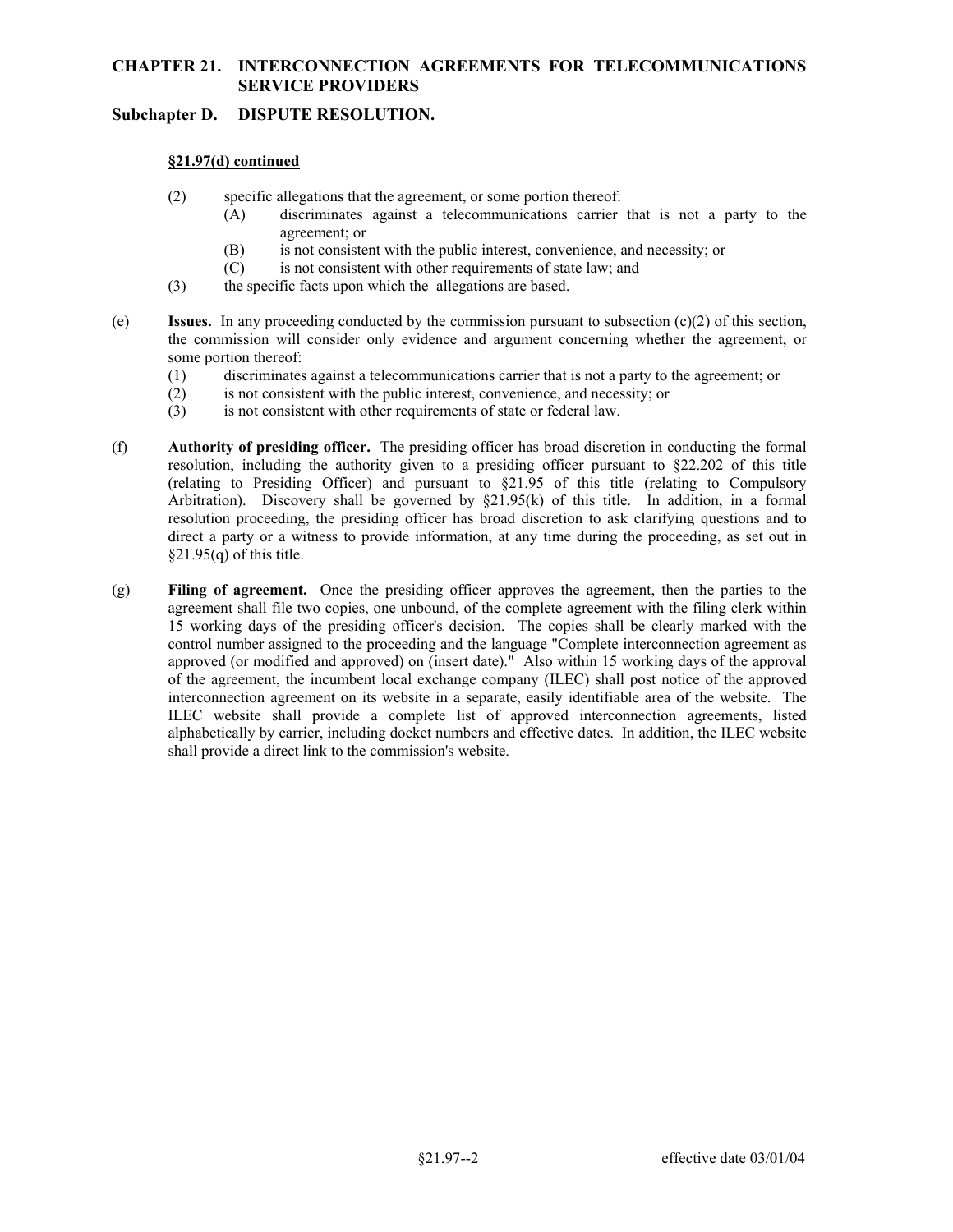## CHAPTER 21. INTERCONNECTION AGREEMENTS FOR TELECOMMUNICATIONS SERVICE PROVIDERS

### Subchapter D. DISPUTE RESOLUTION.

**§21.97(d) continued**

(2) specific allegations that the agreement, or some portion thereof:
 (A) discriminates against a telecommunications carrier that is not a party to the agreement; or
 (B) is not consistent with the public interest, convenience, and necessity; or
 (C) is not consistent with other requirements of state law; and

(3) the specific facts upon which the allegations are based.

(e) **Issues.** In any proceeding conducted by the commission pursuant to subsection (c)(2) of this section, the commission will consider only evidence and argument concerning whether the agreement, or some portion thereof:
 (1) discriminates against a telecommunications carrier that is not a party to the agreement; or
 (2) is not consistent with the public interest, convenience, and necessity; or
 (3) is not consistent with other requirements of state or federal law.

(f) **Authority of presiding officer.** The presiding officer has broad discretion in conducting the formal resolution, including the authority given to a presiding officer pursuant to §22.202 of this title (relating to Presiding Officer) and pursuant to §21.95 of this title (relating to Compulsory Arbitration). Discovery shall be governed by §21.95(k) of this title. In addition, in a formal resolution proceeding, the presiding officer has broad discretion to ask clarifying questions and to direct a party or a witness to provide information, at any time during the proceeding, as set out in §21.95(q) of this title.

(g) **Filing of agreement.** Once the presiding officer approves the agreement, then the parties to the agreement shall file two copies, one unbound, of the complete agreement with the filing clerk within 15 working days of the presiding officer's decision. The copies shall be clearly marked with the control number assigned to the proceeding and the language "Complete interconnection agreement as approved (or modified and approved) on (insert date)." Also within 15 working days of the approval of the agreement, the incumbent local exchange company (ILEC) shall post notice of the approved interconnection agreement on its website in a separate, easily identifiable area of the website. The ILEC website shall provide a complete list of approved interconnection agreements, listed alphabetically by carrier, including docket numbers and effective dates. In addition, the ILEC website shall provide a direct link to the commission's website.